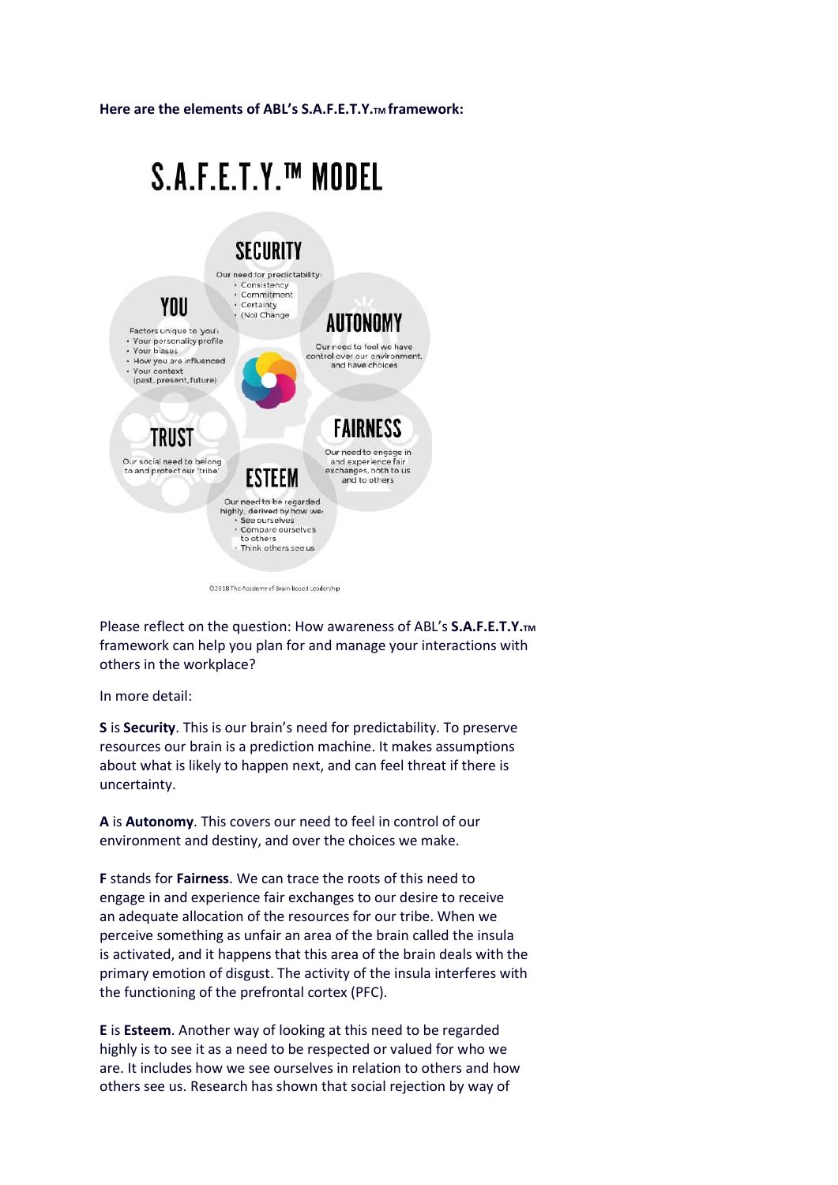**Here are the elements of ABL's S.A.F.E.T.Y.TM framework:**

# S.A.F.E.T.Y.™ MODEL

**SECURITY**

Our need for predictability:

- Consistency
- Commitment
- Certainty
- (No) Change

**YOU**

Factors unique to 'you':

- Your personality profile
- Your biases
- How you are influenced
- Your context (past, present, future)

**AUTONOMY**

Our need to feel we have control over our environment, and have choices

**TRUST**

Our social need to belong to and protect our 'tribe'

**FAIRNESS**

Our need to engage in and experience fair exchanges, both to us and to others

**ESTEEM**

Our need to be regarded highly, derived by how we:

- See ourselves
- Compare ourselves to others
- Think others see us

©2018 The Academy of Brain-based Leadership

Please reflect on the question: How awareness of ABL's **S.A.F.E.T.Y.TM** framework can help you plan for and manage your interactions with others in the workplace?

In more detail:

**S** is **Security**. This is our brain's need for predictability. To preserve resources our brain is a prediction machine. It makes assumptions about what is likely to happen next, and can feel threat if there is uncertainty.

**A** is **Autonomy**. This covers our need to feel in control of our environment and destiny, and over the choices we make.

**F** stands for **Fairness**. We can trace the roots of this need to engage in and experience fair exchanges to our desire to receive an adequate allocation of the resources for our tribe. When we perceive something as unfair an area of the brain called the insula is activated, and it happens that this area of the brain deals with the primary emotion of disgust. The activity of the insula interferes with the functioning of the prefrontal cortex (PFC).

**E** is **Esteem**. Another way of looking at this need to be regarded highly is to see it as a need to be respected or valued for who we are. It includes how we see ourselves in relation to others and how others see us. Research has shown that social rejection by way of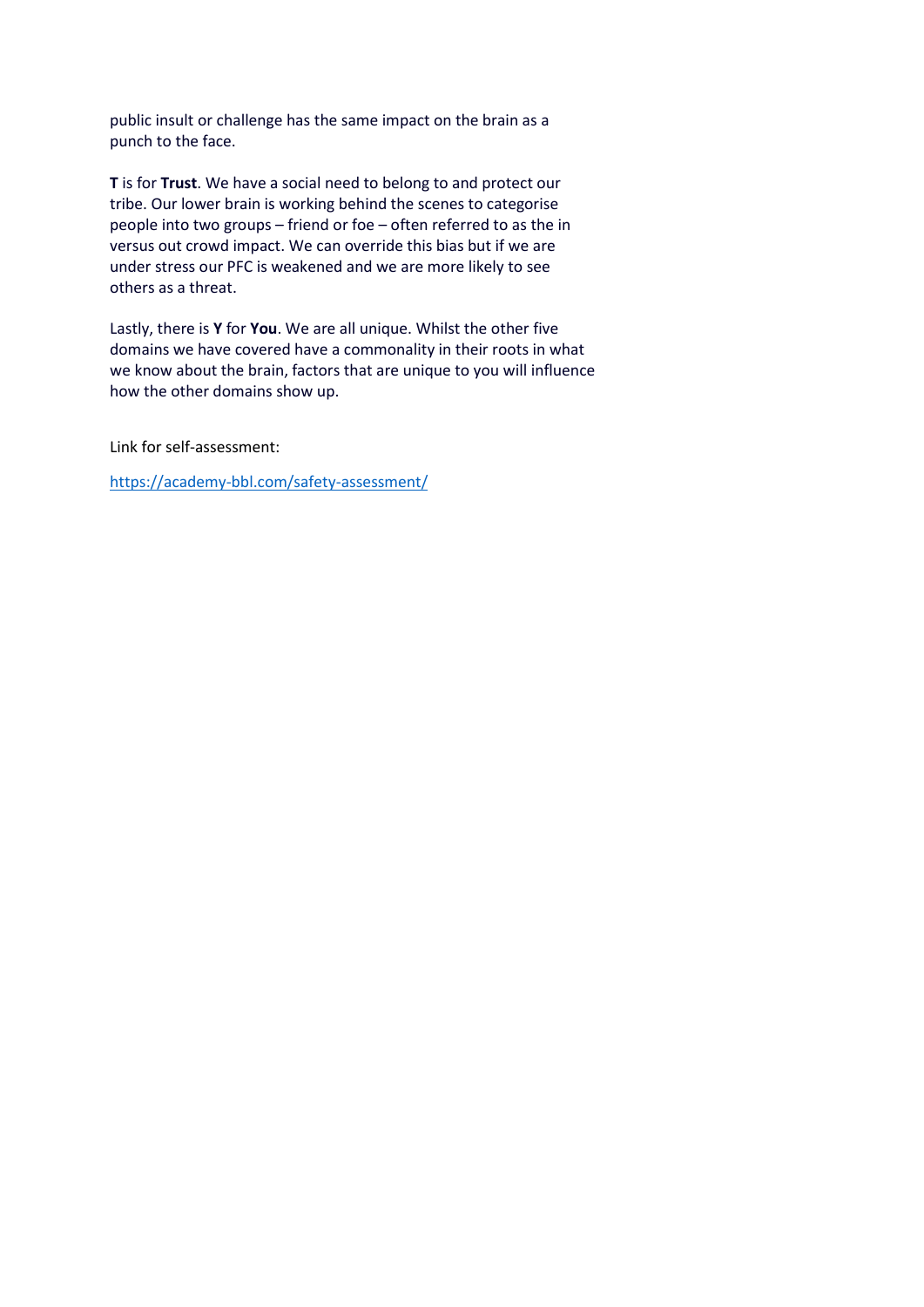public insult or challenge has the same impact on the brain as a punch to the face.

**T** is for **Trust**. We have a social need to belong to and protect our tribe. Our lower brain is working behind the scenes to categorise people into two groups – friend or foe – often referred to as the in versus out crowd impact. We can override this bias but if we are under stress our PFC is weakened and we are more likely to see others as a threat.

Lastly, there is **Y** for **You**. We are all unique. Whilst the other five domains we have covered have a commonality in their roots in what we know about the brain, factors that are unique to you will influence how the other domains show up.

Link for self-assessment:

[https://academy-bbl.com/safety-assessment/](https://academy-bbl.com/safety-assessment/)